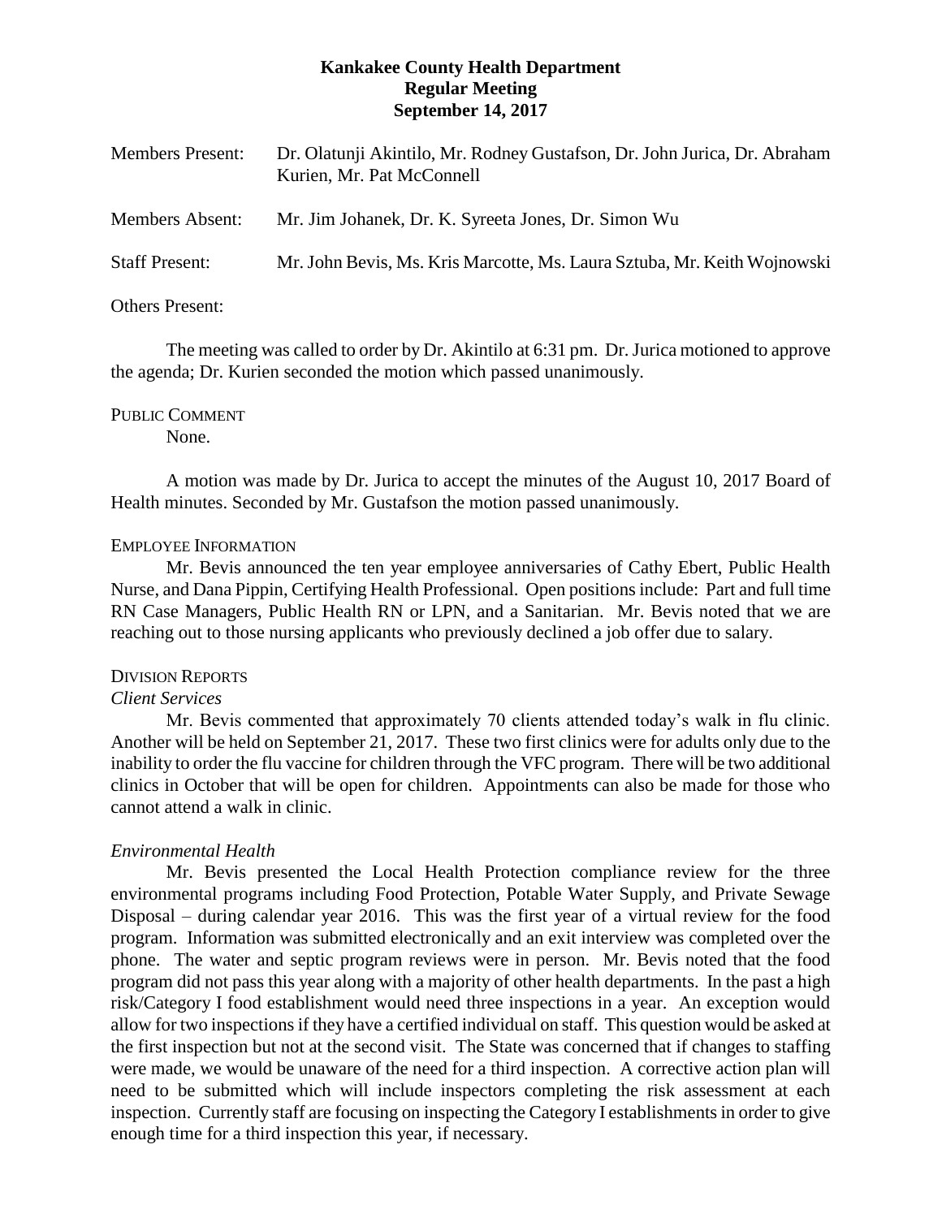# Kankakee County Health Department
## Regular Meeting
## September 14, 2017

| | |
|---|---|
| Members Present: | Dr. Olatunji Akintilo, Mr. Rodney Gustafson, Dr. John Jurica, Dr. Abraham Kurien, Mr. Pat McConnell |
| Members Absent: | Mr. Jim Johanek, Dr. K. Syreeta Jones, Dr. Simon Wu |
| Staff Present: | Mr. John Bevis, Ms. Kris Marcotte, Ms. Laura Sztuba, Mr. Keith Wojnowski |
| Others Present: | |

The meeting was called to order by Dr. Akintilo at 6:31 pm. Dr. Jurica motioned to approve the agenda; Dr. Kurien seconded the motion which passed unanimously.

PUBLIC COMMENT

None.

A motion was made by Dr. Jurica to accept the minutes of the August 10, 2017 Board of Health minutes. Seconded by Mr. Gustafson the motion passed unanimously.

EMPLOYEE INFORMATION

Mr. Bevis announced the ten year employee anniversaries of Cathy Ebert, Public Health Nurse, and Dana Pippin, Certifying Health Professional. Open positions include: Part and full time RN Case Managers, Public Health RN or LPN, and a Sanitarian. Mr. Bevis noted that we are reaching out to those nursing applicants who previously declined a job offer due to salary.

DIVISION REPORTS

*Client Services*

Mr. Bevis commented that approximately 70 clients attended today's walk in flu clinic. Another will be held on September 21, 2017. These two first clinics were for adults only due to the inability to order the flu vaccine for children through the VFC program. There will be two additional clinics in October that will be open for children. Appointments can also be made for those who cannot attend a walk in clinic.

*Environmental Health*

Mr. Bevis presented the Local Health Protection compliance review for the three environmental programs including Food Protection, Potable Water Supply, and Private Sewage Disposal – during calendar year 2016. This was the first year of a virtual review for the food program. Information was submitted electronically and an exit interview was completed over the phone. The water and septic program reviews were in person. Mr. Bevis noted that the food program did not pass this year along with a majority of other health departments. In the past a high risk/Category I food establishment would need three inspections in a year. An exception would allow for two inspections if they have a certified individual on staff. This question would be asked at the first inspection but not at the second visit. The State was concerned that if changes to staffing were made, we would be unaware of the need for a third inspection. A corrective action plan will need to be submitted which will include inspectors completing the risk assessment at each inspection. Currently staff are focusing on inspecting the Category I establishments in order to give enough time for a third inspection this year, if necessary.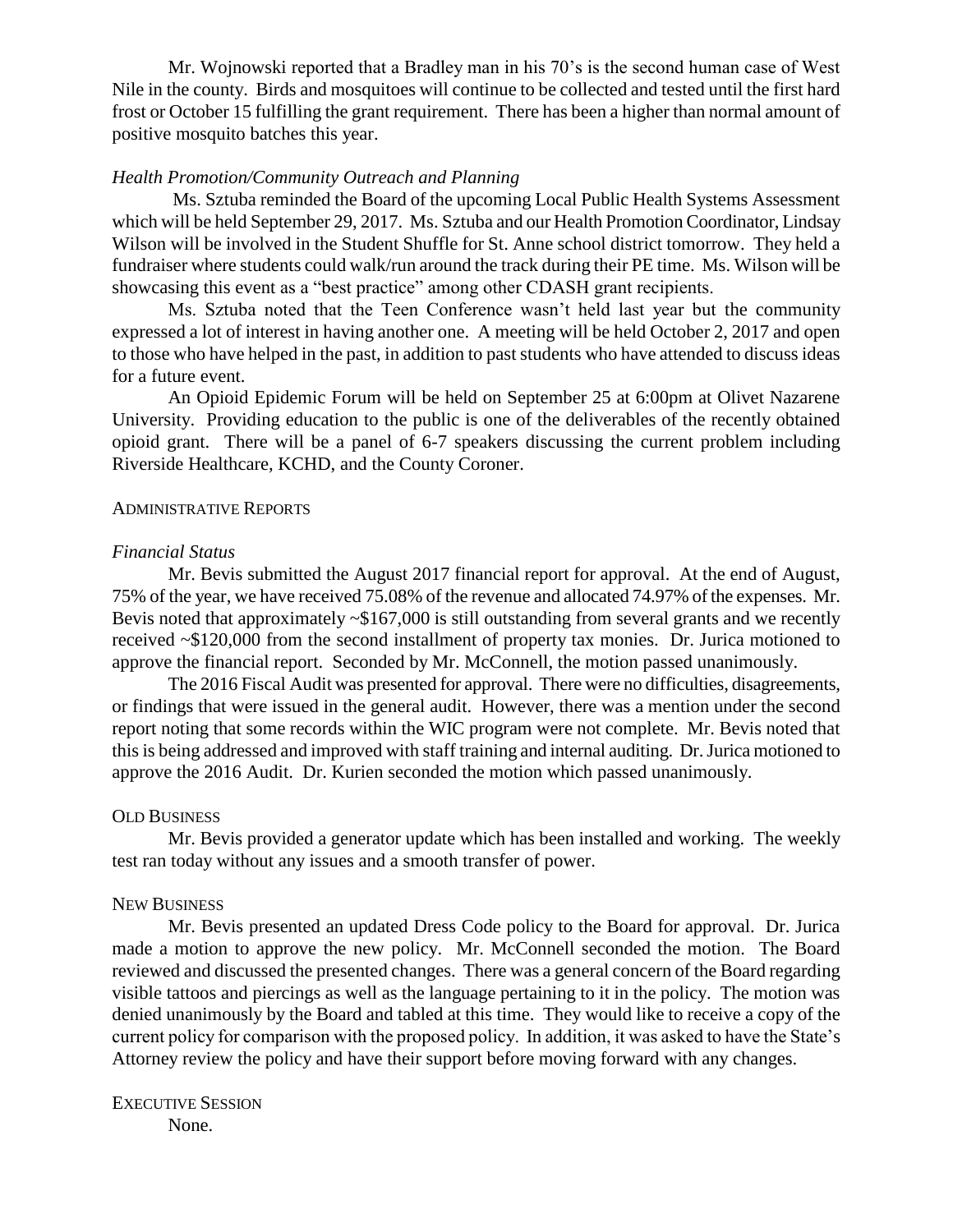Mr. Wojnowski reported that a Bradley man in his 70's is the second human case of West Nile in the county. Birds and mosquitoes will continue to be collected and tested until the first hard frost or October 15 fulfilling the grant requirement. There has been a higher than normal amount of positive mosquito batches this year.

*Health Promotion/Community Outreach and Planning*

Ms. Sztuba reminded the Board of the upcoming Local Public Health Systems Assessment which will be held September 29, 2017. Ms. Sztuba and our Health Promotion Coordinator, Lindsay Wilson will be involved in the Student Shuffle for St. Anne school district tomorrow. They held a fundraiser where students could walk/run around the track during their PE time. Ms. Wilson will be showcasing this event as a "best practice" among other CDASH grant recipients.

Ms. Sztuba noted that the Teen Conference wasn't held last year but the community expressed a lot of interest in having another one. A meeting will be held October 2, 2017 and open to those who have helped in the past, in addition to past students who have attended to discuss ideas for a future event.

An Opioid Epidemic Forum will be held on September 25 at 6:00pm at Olivet Nazarene University. Providing education to the public is one of the deliverables of the recently obtained opioid grant. There will be a panel of 6-7 speakers discussing the current problem including Riverside Healthcare, KCHD, and the County Coroner.

ADMINISTRATIVE REPORTS

*Financial Status*

Mr. Bevis submitted the August 2017 financial report for approval. At the end of August, 75% of the year, we have received 75.08% of the revenue and allocated 74.97% of the expenses. Mr. Bevis noted that approximately ~$167,000 is still outstanding from several grants and we recently received ~$120,000 from the second installment of property tax monies. Dr. Jurica motioned to approve the financial report. Seconded by Mr. McConnell, the motion passed unanimously.

The 2016 Fiscal Audit was presented for approval. There were no difficulties, disagreements, or findings that were issued in the general audit. However, there was a mention under the second report noting that some records within the WIC program were not complete. Mr. Bevis noted that this is being addressed and improved with staff training and internal auditing. Dr. Jurica motioned to approve the 2016 Audit. Dr. Kurien seconded the motion which passed unanimously.

OLD BUSINESS

Mr. Bevis provided a generator update which has been installed and working. The weekly test ran today without any issues and a smooth transfer of power.

NEW BUSINESS

Mr. Bevis presented an updated Dress Code policy to the Board for approval. Dr. Jurica made a motion to approve the new policy. Mr. McConnell seconded the motion. The Board reviewed and discussed the presented changes. There was a general concern of the Board regarding visible tattoos and piercings as well as the language pertaining to it in the policy. The motion was denied unanimously by the Board and tabled at this time. They would like to receive a copy of the current policy for comparison with the proposed policy. In addition, it was asked to have the State's Attorney review the policy and have their support before moving forward with any changes.

EXECUTIVE SESSION

None.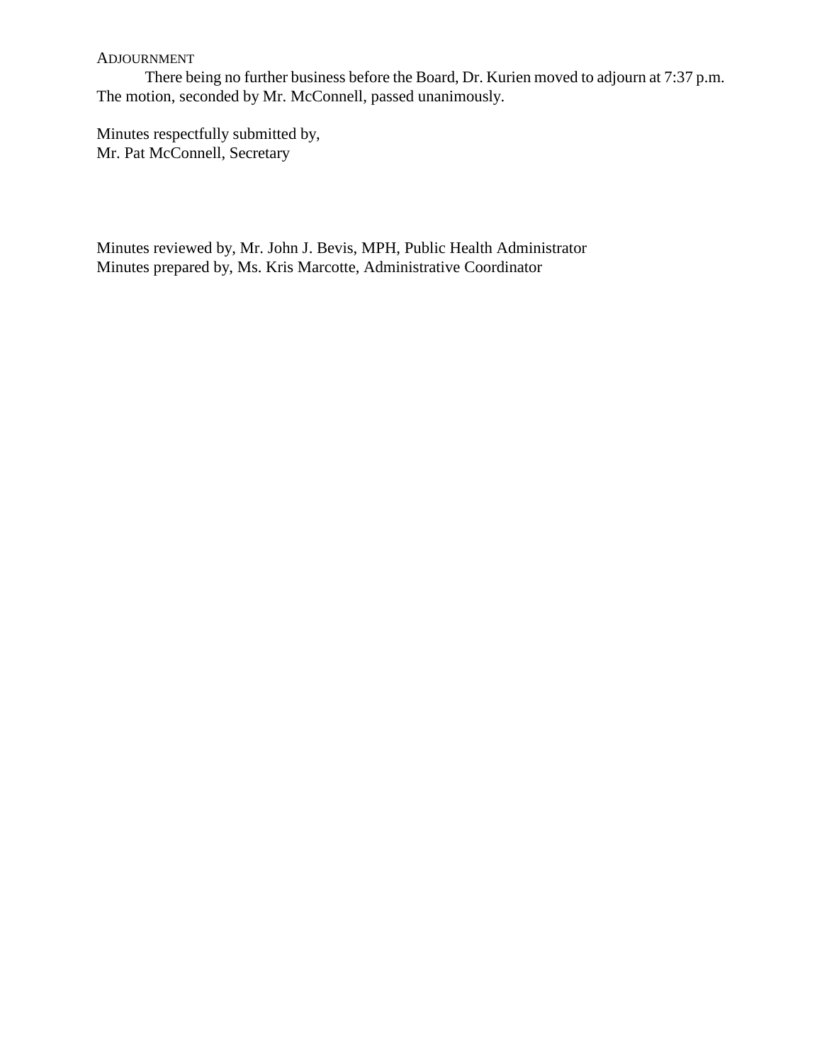ADJOURNMENT

There being no further business before the Board, Dr. Kurien moved to adjourn at 7:37 p.m. The motion, seconded by Mr. McConnell, passed unanimously.

Minutes respectfully submitted by,
Mr. Pat McConnell, Secretary

Minutes reviewed by, Mr. John J. Bevis, MPH, Public Health Administrator
Minutes prepared by, Ms. Kris Marcotte, Administrative Coordinator